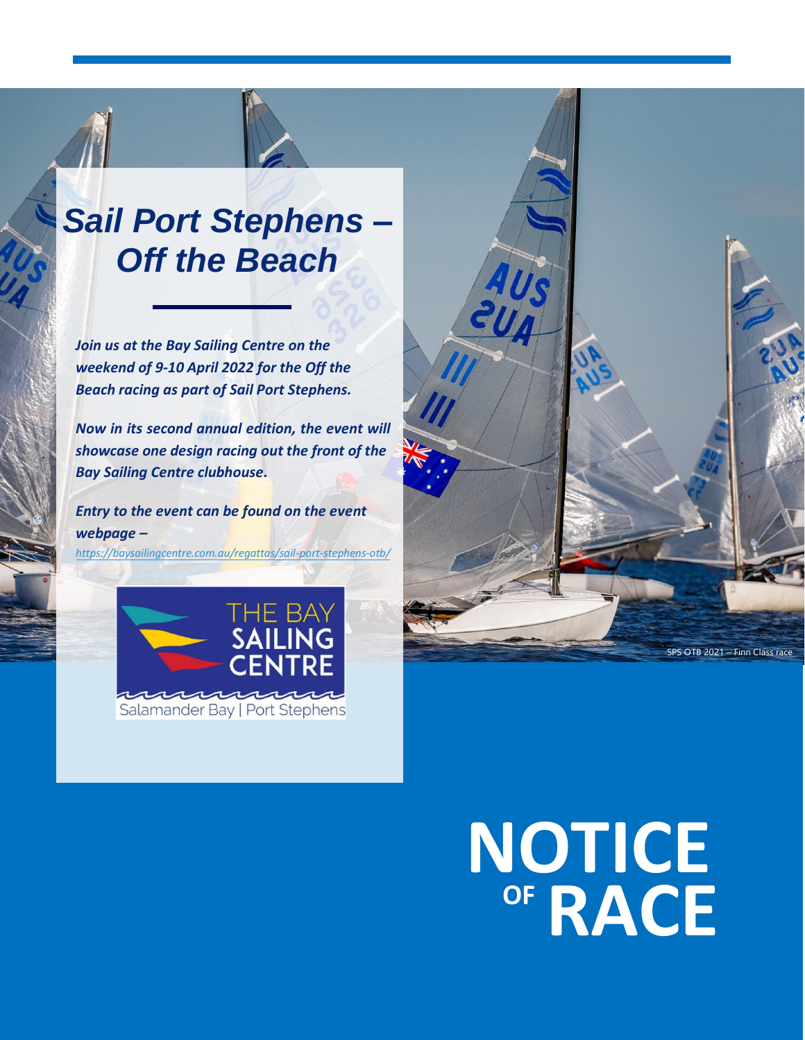# *Sail Port Stephens – Off the Beach*

***Join us at the Bay Sailing Centre on the weekend of 9-10 April 2022 for the Off the Beach racing as part of Sail Port Stephens.***

***Now in its second annual edition, the event will showcase one design racing out the front of the Bay Sailing Centre clubhouse.***

***Entry to the event can be found on the event webpage –***
*https://baysailingcentre.com.au/regattas/sail-port-stephens-otb/*

THE BAY SAILING CENTRE
Salamander Bay | Port Stephens

SPS OTB 2021 – Finn Class race

# NOTICE OF RACE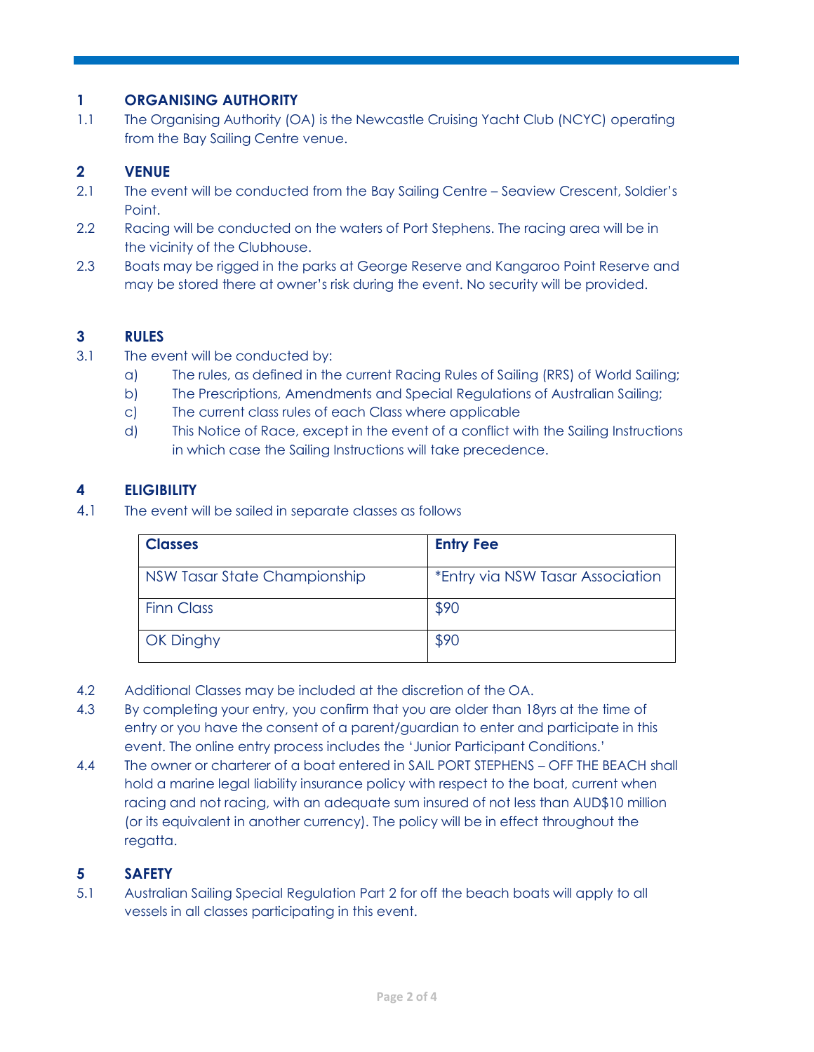## 1 ORGANISING AUTHORITY

1.1 The Organising Authority (OA) is the Newcastle Cruising Yacht Club (NCYC) operating from the Bay Sailing Centre venue.

## 2 VENUE

2.1 The event will be conducted from the Bay Sailing Centre – Seaview Crescent, Soldier's Point.

2.2 Racing will be conducted on the waters of Port Stephens. The racing area will be in the vicinity of the Clubhouse.

2.3 Boats may be rigged in the parks at George Reserve and Kangaroo Point Reserve and may be stored there at owner's risk during the event. No security will be provided.

## 3 RULES

3.1 The event will be conducted by:

- a) The rules, as defined in the current Racing Rules of Sailing (RRS) of World Sailing;
- b) The Prescriptions, Amendments and Special Regulations of Australian Sailing;
- c) The current class rules of each Class where applicable
- d) This Notice of Race, except in the event of a conflict with the Sailing Instructions in which case the Sailing Instructions will take precedence.

## 4 ELIGIBILITY

4.1 The event will be sailed in separate classes as follows

| Classes | Entry Fee |
|---|---|
| NSW Tasar State Championship | *Entry via NSW Tasar Association |
| Finn Class | $90 |
| OK Dinghy | $90 |

4.2 Additional Classes may be included at the discretion of the OA.

4.3 By completing your entry, you confirm that you are older than 18yrs at the time of entry or you have the consent of a parent/guardian to enter and participate in this event. The online entry process includes the 'Junior Participant Conditions.'

4.4 The owner or charterer of a boat entered in SAIL PORT STEPHENS – OFF THE BEACH shall hold a marine legal liability insurance policy with respect to the boat, current when racing and not racing, with an adequate sum insured of not less than AUD$10 million (or its equivalent in another currency). The policy will be in effect throughout the regatta.

## 5 SAFETY

5.1 Australian Sailing Special Regulation Part 2 for off the beach boats will apply to all vessels in all classes participating in this event.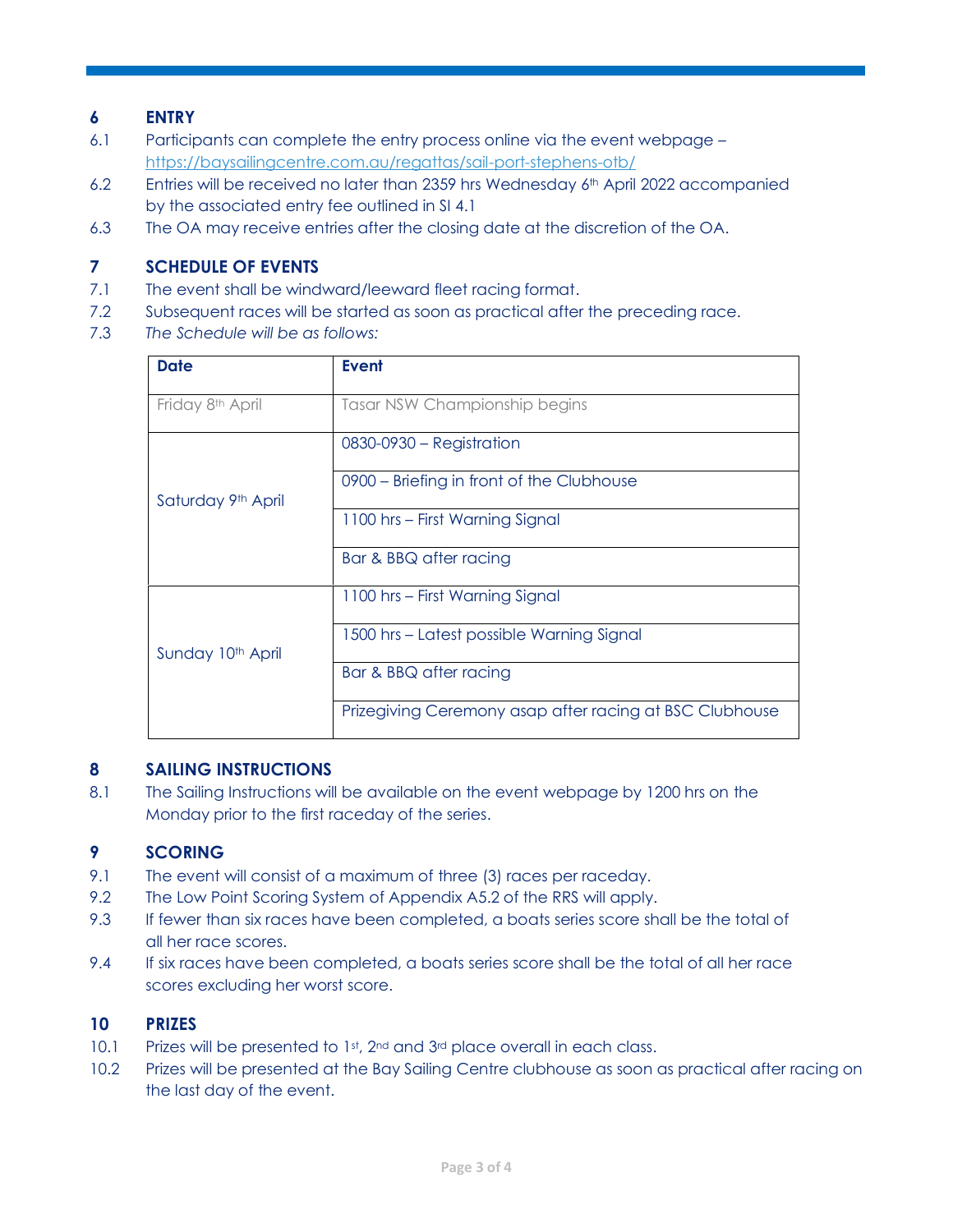## 6 ENTRY

6.1 Participants can complete the entry process online via the event webpage – https://baysailingcentre.com.au/regattas/sail-port-stephens-otb/

6.2 Entries will be received no later than 2359 hrs Wednesday 6th April 2022 accompanied by the associated entry fee outlined in SI 4.1

6.3 The OA may receive entries after the closing date at the discretion of the OA.

## 7 SCHEDULE OF EVENTS

7.1 The event shall be windward/leeward fleet racing format.

7.2 Subsequent races will be started as soon as practical after the preceding race.

7.3 *The Schedule will be as follows:*

| Date | Event |
|---|---|
| Friday 8th April | Tasar NSW Championship begins |
| Saturday 9th April | 0830-0930 – Registration |
| | 0900 – Briefing in front of the Clubhouse |
| | 1100 hrs – First Warning Signal |
| | Bar & BBQ after racing |
| Sunday 10th April | 1100 hrs – First Warning Signal |
| | 1500 hrs – Latest possible Warning Signal |
| | Bar & BBQ after racing |
| | Prizegiving Ceremony asap after racing at BSC Clubhouse |

## 8 SAILING INSTRUCTIONS

8.1 The Sailing Instructions will be available on the event webpage by 1200 hrs on the Monday prior to the first raceday of the series.

## 9 SCORING

9.1 The event will consist of a maximum of three (3) races per raceday.

9.2 The Low Point Scoring System of Appendix A5.2 of the RRS will apply.

9.3 If fewer than six races have been completed, a boats series score shall be the total of all her race scores.

9.4 If six races have been completed, a boats series score shall be the total of all her race scores excluding her worst score.

## 10 PRIZES

10.1 Prizes will be presented to 1st, 2nd and 3rd place overall in each class.

10.2 Prizes will be presented at the Bay Sailing Centre clubhouse as soon as practical after racing on the last day of the event.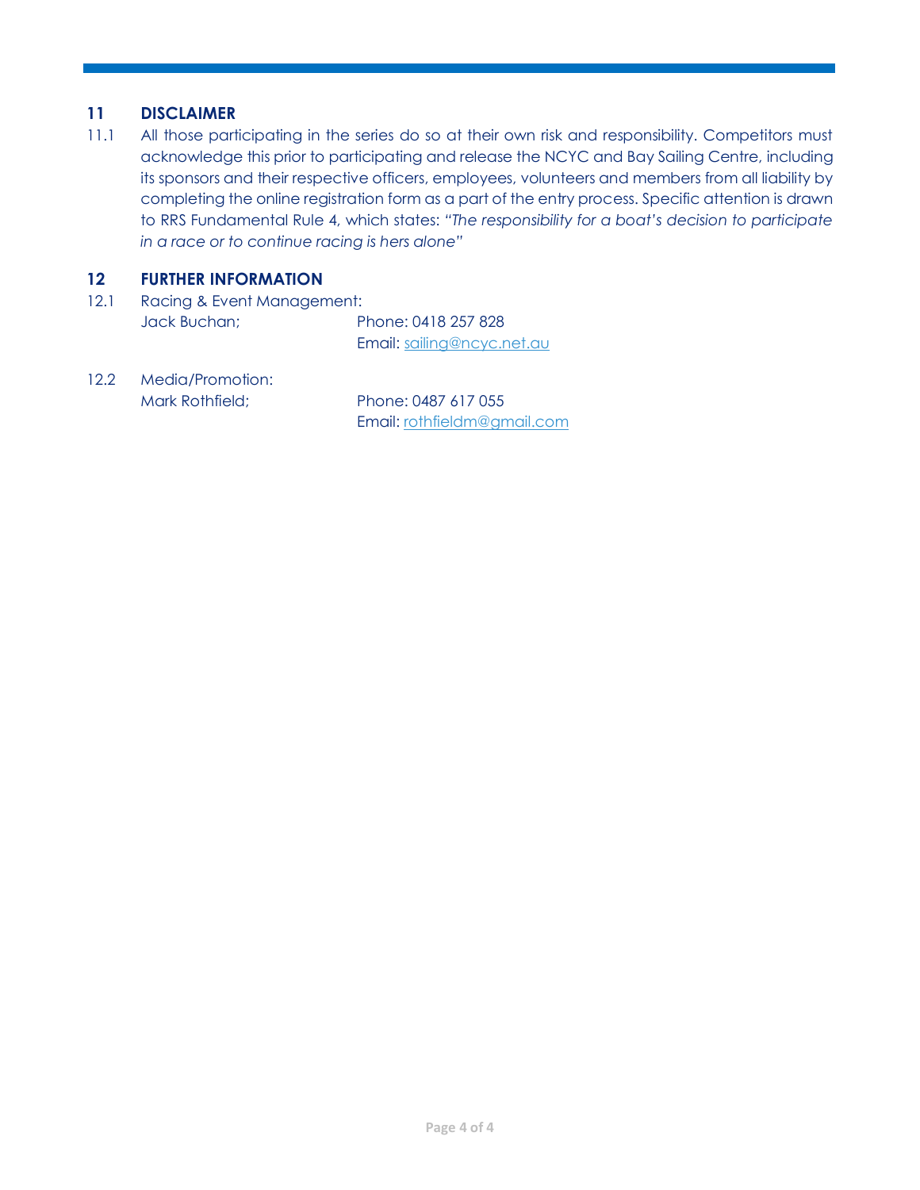## 11 DISCLAIMER

11.1 All those participating in the series do so at their own risk and responsibility. Competitors must acknowledge this prior to participating and release the NCYC and Bay Sailing Centre, including its sponsors and their respective officers, employees, volunteers and members from all liability by completing the online registration form as a part of the entry process. Specific attention is drawn to RRS Fundamental Rule 4, which states: *"The responsibility for a boat's decision to participate in a race or to continue racing is hers alone"*

## 12 FURTHER INFORMATION

12.1 Racing & Event Management:

Jack Buchan; Phone: 0418 257 828
Email: sailing@ncyc.net.au

12.2 Media/Promotion:

Mark Rothfield; Phone: 0487 617 055
Email: rothfieldm@gmail.com